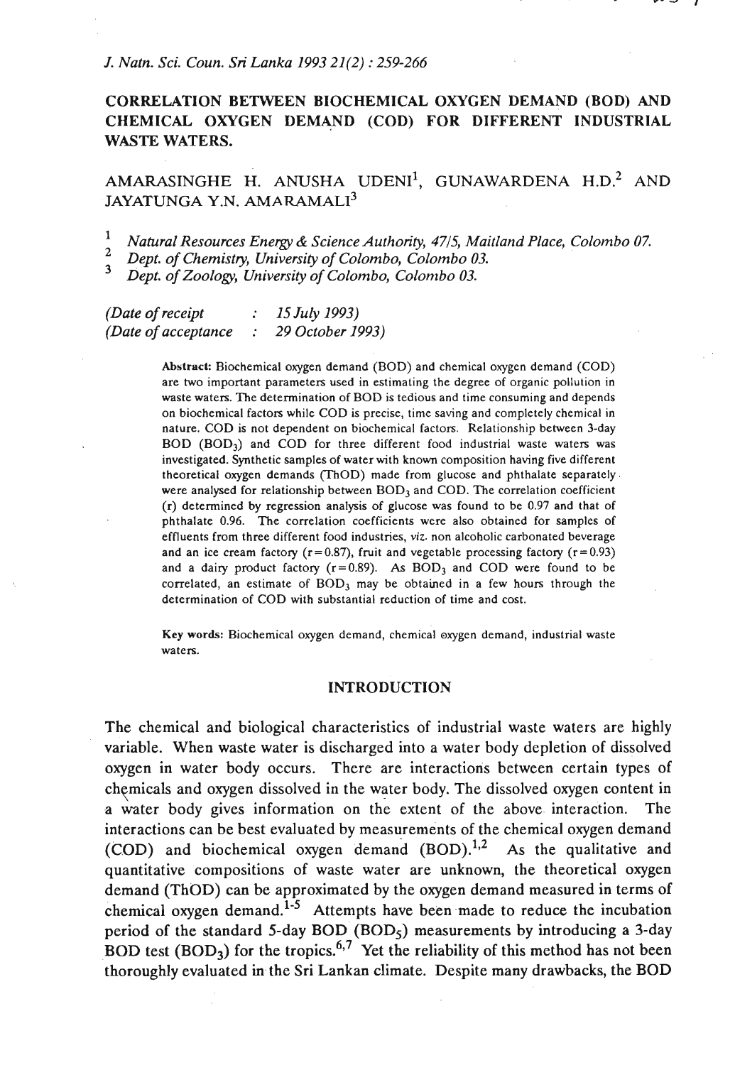*J. Natn. Sci. Coun. Sri Lanka 1993 21(2) : 259-266*

# CORRELATION BETWEEN BIOCHEMICAL OXYGEN DEMAND (BOD) AND CHEMICAL OXYGEN DEMAND (COD) FOR DIFFERENT INDUSTRIAL WASTE WATERS.

AMARASINGHE H. ANUSHA UDENI[1], GUNAWARDENA H.D.[2] AND JAYATUNGA Y.N. AMARAMALI[3]

[1] *Natural Resources Energy & Science Authority, 47/5, Maitland Place, Colombo 07.*
[2] *Dept. of Chemistry, University of Colombo, Colombo 03.*
[3] *Dept. of Zoology, University of Colombo, Colombo 03.*

*(Date of receipt : 15 July 1993)*
*(Date of acceptance : 29 October 1993)*

**Abstract:** Biochemical oxygen demand (BOD) and chemical oxygen demand (COD) are two important parameters used in estimating the degree of organic pollution in waste waters. The determination of BOD is tedious and time consuming and depends on biochemical factors while COD is precise, time saving and completely chemical in nature. COD is not dependent on biochemical factors. Relationship between 3-day BOD ($BOD_3$) and COD for three different food industrial waste waters was investigated. Synthetic samples of water with known composition having five different theoretical oxygen demands (ThOD) made from glucose and phthalate separately were analysed for relationship between $BOD_3$ and COD. The correlation coefficient (r) determined by regression analysis of glucose was found to be 0.97 and that of phthalate 0.96. The correlation coefficients were also obtained for samples of effluents from three different food industries, *viz.* non alcoholic carbonated beverage and an ice cream factory (r = 0.87), fruit and vegetable processing factory (r = 0.93) and a dairy product factory (r = 0.89). As $BOD_3$ and COD were found to be correlated, an estimate of $BOD_3$ may be obtained in a few hours through the determination of COD with substantial reduction of time and cost.

**Key words:** Biochemical oxygen demand, chemical oxygen demand, industrial waste waters.

## INTRODUCTION

The chemical and biological characteristics of industrial waste waters are highly variable. When waste water is discharged into a water body depletion of dissolved oxygen in water body occurs. There are interactions between certain types of chemicals and oxygen dissolved in the water body. The dissolved oxygen content in a water body gives information on the extent of the above interaction. The interactions can be best evaluated by measurements of the chemical oxygen demand (COD) and biochemical oxygen demand (BOD).[1,2] As the qualitative and quantitative compositions of waste water are unknown, the theoretical oxygen demand (ThOD) can be approximated by the oxygen demand measured in terms of chemical oxygen demand.[1-5] Attempts have been made to reduce the incubation period of the standard 5-day BOD ($BOD_5$) measurements by introducing a 3-day BOD test ($BOD_3$) for the tropics.[6,7] Yet the reliability of this method has not been thoroughly evaluated in the Sri Lankan climate. Despite many drawbacks, the BOD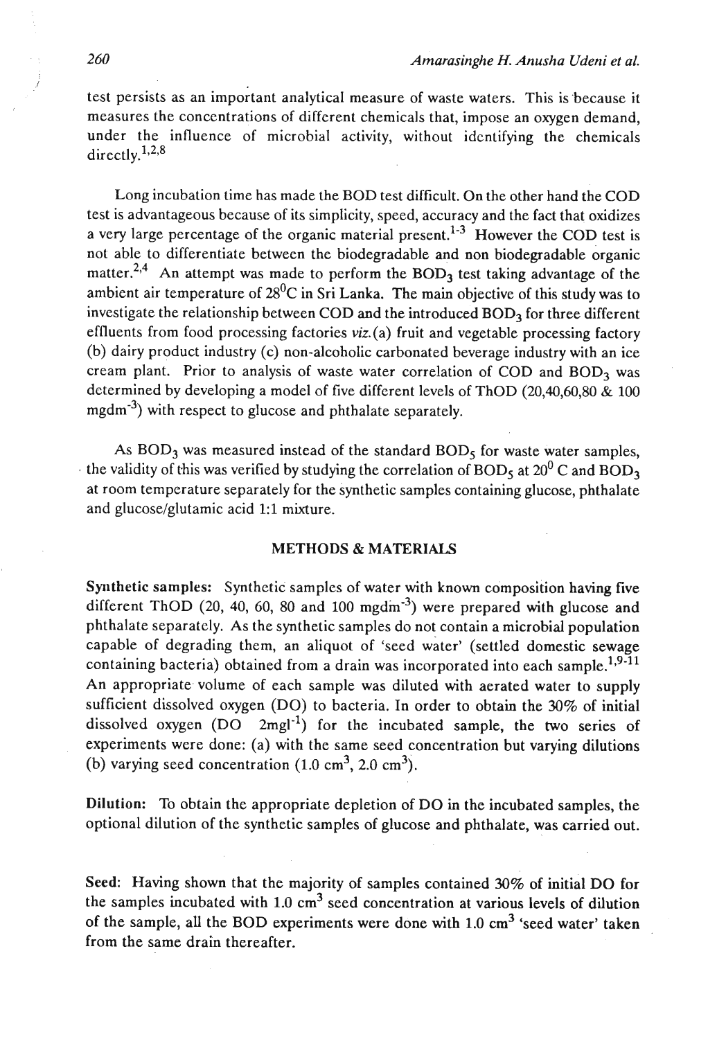test persists as an important analytical measure of waste waters. This is because it measures the concentrations of different chemicals that, impose an oxygen demand, under the influence of microbial activity, without identifying the chemicals directly.[1,2,8]

Long incubation time has made the BOD test difficult. On the other hand the COD test is advantageous because of its simplicity, speed, accuracy and the fact that oxidizes a very large percentage of the organic material present.[1-3] However the COD test is not able to differentiate between the biodegradable and non biodegradable organic matter.[2,4] An attempt was made to perform the $BOD_3$ test taking advantage of the ambient air temperature of $28^0C$ in Sri Lanka. The main objective of this study was to investigate the relationship between COD and the introduced $BOD_3$ for three different effluents from food processing factories *viz.* (a) fruit and vegetable processing factory (b) dairy product industry (c) non-alcoholic carbonated beverage industry with an ice cream plant. Prior to analysis of waste water correlation of COD and $BOD_3$ was determined by developing a model of five different levels of ThOD (20,40,60,80 & 100 $mgdm^{-3}$) with respect to glucose and phthalate separately.

As $BOD_3$ was measured instead of the standard $BOD_5$ for waste water samples, the validity of this was verified by studying the correlation of $BOD_5$ at $20^0$ C and $BOD_3$ at room temperature separately for the synthetic samples containing glucose, phthalate and glucose/glutamic acid 1:1 mixture.

## METHODS & MATERIALS

**Synthetic samples:** Synthetic samples of water with known composition having five different ThOD (20, 40, 60, 80 and 100 $mgdm^{-3}$) were prepared with glucose and phthalate separately. As the synthetic samples do not contain a microbial population capable of degrading them, an aliquot of 'seed water' (settled domestic sewage containing bacteria) obtained from a drain was incorporated into each sample.[1,9-11] An appropriate volume of each sample was diluted with aerated water to supply sufficient dissolved oxygen (DO) to bacteria. In order to obtain the 30% of initial dissolved oxygen (DO $2mgl^{-1}$) for the incubated sample, the two series of experiments were done: (a) with the same seed concentration but varying dilutions (b) varying seed concentration (1.0 $cm^3$, 2.0 $cm^3$).

**Dilution:** To obtain the appropriate depletion of DO in the incubated samples, the optional dilution of the synthetic samples of glucose and phthalate, was carried out.

**Seed:** Having shown that the majority of samples contained 30% of initial DO for the samples incubated with 1.0 $cm^3$ seed concentration at various levels of dilution of the sample, all the BOD experiments were done with 1.0 $cm^3$ 'seed water' taken from the same drain thereafter.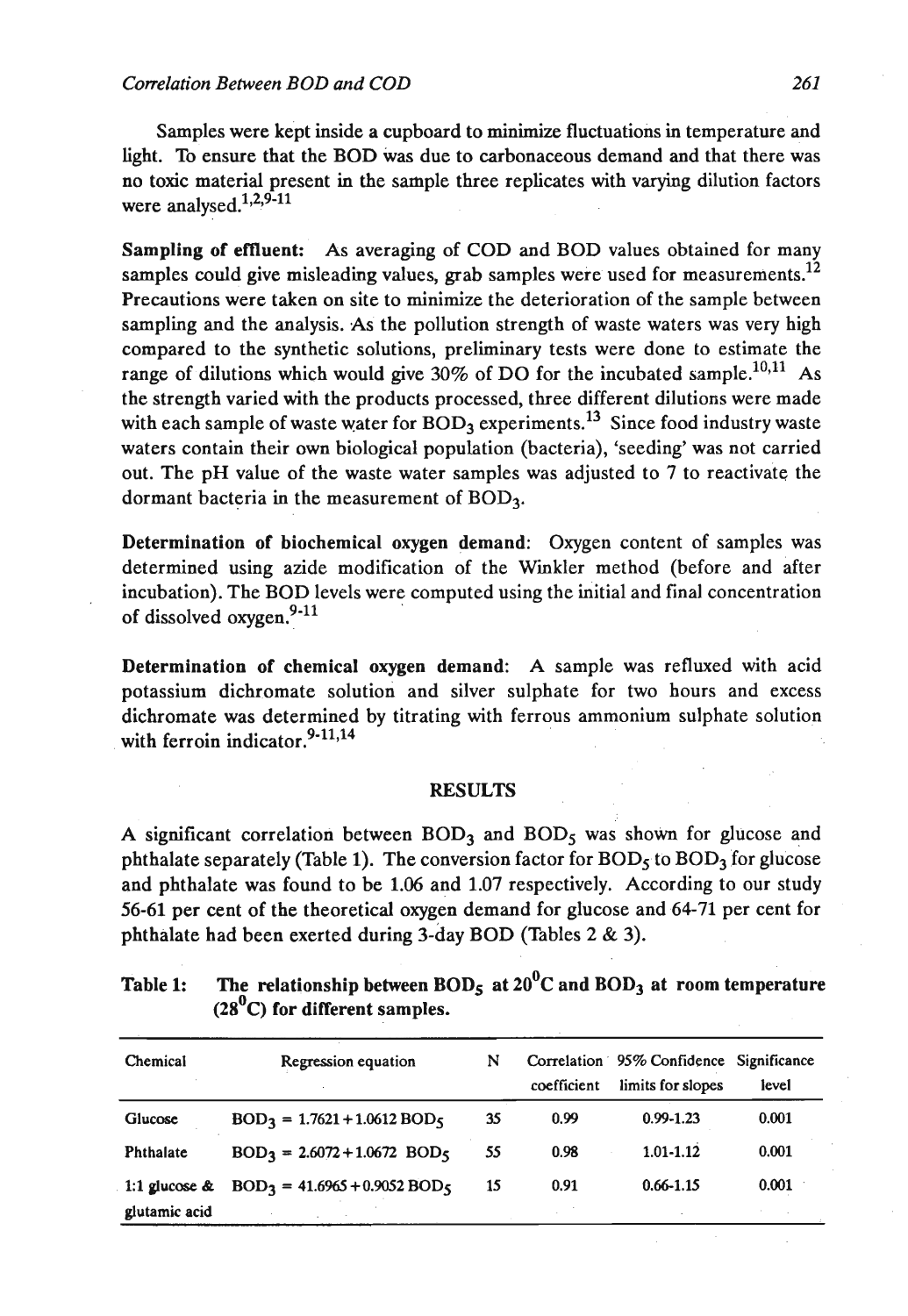Samples were kept inside a cupboard to minimize fluctuations in temperature and light. To ensure that the BOD was due to carbonaceous demand and that there was no toxic material present in the sample three replicates with varying dilution factors were analysed.[1,2,9-11]

**Sampling of effluent:** As averaging of COD and BOD values obtained for many samples could give misleading values, grab samples were used for measurements.[12] Precautions were taken on site to minimize the deterioration of the sample between sampling and the analysis. As the pollution strength of waste waters was very high compared to the synthetic solutions, preliminary tests were done to estimate the range of dilutions which would give 30% of DO for the incubated sample.[10,11] As the strength varied with the products processed, three different dilutions were made with each sample of waste water for $BOD_3$ experiments.[13] Since food industry waste waters contain their own biological population (bacteria), 'seeding' was not carried out. The pH value of the waste water samples was adjusted to 7 to reactivate the dormant bacteria in the measurement of $BOD_3$.

**Determination of biochemical oxygen demand:** Oxygen content of samples was determined using azide modification of the Winkler method (before and after incubation). The BOD levels were computed using the initial and final concentration of dissolved oxygen.[9-11]

**Determination of chemical oxygen demand:** A sample was refluxed with acid potassium dichromate solution and silver sulphate for two hours and excess dichromate was determined by titrating with ferrous ammonium sulphate solution with ferroin indicator.[9-11,14]

## RESULTS

A significant correlation between $BOD_3$ and $BOD_5$ was shown for glucose and phthalate separately (Table 1). The conversion factor for $BOD_5$ to $BOD_3$ for glucose and phthalate was found to be 1.06 and 1.07 respectively. According to our study 56-61 per cent of the theoretical oxygen demand for glucose and 64-71 per cent for phthalate had been exerted during 3-day BOD (Tables 2 & 3).

**Table 1: The relationship between $BOD_5$ at $20^0C$ and $BOD_3$ at room temperature ($28^0C$) for different samples.**

| Chemical | Regression equation | N | Correlation coefficient | 95% Confidence limits for slopes | Significance level |
|---|---|---|---|---|---|
| Glucose | $BOD_3 = 1.7621 + 1.0612\ BOD_5$ | 35 | 0.99 | 0.99-1.23 | 0.001 |
| Phthalate | $BOD_3 = 2.6072 + 1.0672\ BOD_5$ | 55 | 0.98 | 1.01-1.12 | 0.001 |
| 1:1 glucose & glutamic acid | $BOD_3 = 41.6965 + 0.9052\ BOD_5$ | 15 | 0.91 | 0.66-1.15 | 0.001 |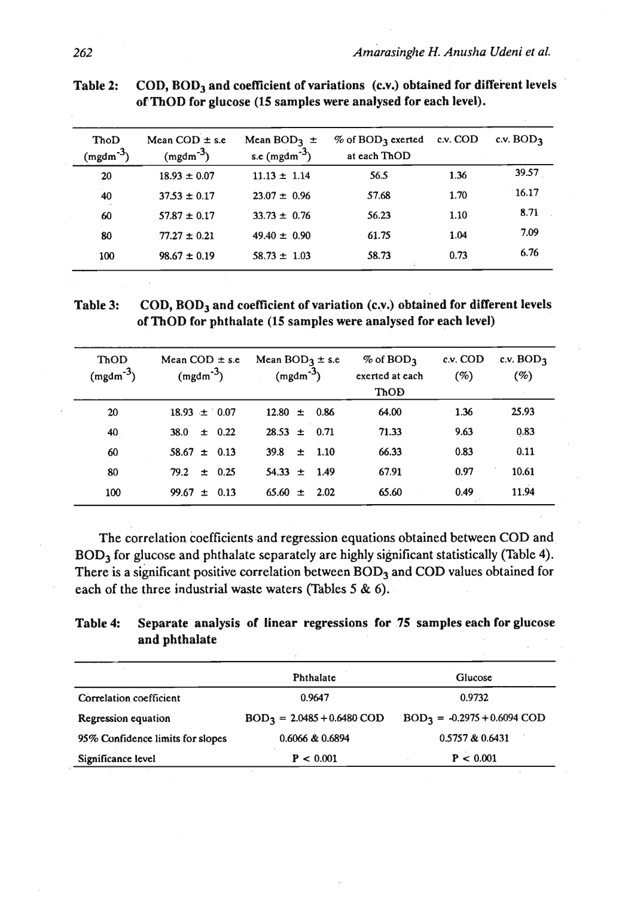**Table 2: COD, $BOD_3$ and coefficient of variations (c.v.) obtained for different levels of ThOD for glucose (15 samples were analysed for each level).**

| ThoD ($mgdm^{-3}$) | Mean COD ± s.e ($mgdm^{-3}$) | Mean $BOD_3$ ± s.e ($mgdm^{-3}$) | % of $BOD_3$ exerted at each ThOD | c.v. COD | c.v. $BOD_3$ |
|---|---|---|---|---|---|
| 20 | 18.93 ± 0.07 | 11.13 ± 1.14 | 56.5 | 1.36 | 39.57 |
| 40 | 37.53 ± 0.17 | 23.07 ± 0.96 | 57.68 | 1.70 | 16.17 |
| 60 | 57.87 ± 0.17 | 33.73 ± 0.76 | 56.23 | 1.10 | 8.71 |
| 80 | 77.27 ± 0.21 | 49.40 ± 0.90 | 61.75 | 1.04 | 7.09 |
| 100 | 98.67 ± 0.19 | 58.73 ± 1.03 | 58.73 | 0.73 | 6.76 |

**Table 3: COD, $BOD_3$ and coefficient of variation (c.v.) obtained for different levels of ThOD for phthalate (15 samples were analysed for each level)**

| ThOD ($mgdm^{-3}$) | Mean COD ± s.e ($mgdm^{-3}$) | Mean $BOD_3$ ± s.e ($mgdm^{-3}$) | % of $BOD_3$ exerted at each ThOD | c.v. COD (%) | c.v. $BOD_3$ (%) |
|---|---|---|---|---|---|
| 20 | 18.93 ± 0.07 | 12.80 ± 0.86 | 64.00 | 1.36 | 25.93 |
| 40 | 38.0 ± 0.22 | 28.53 ± 0.71 | 71.33 | 9.63 | 0.83 |
| 60 | 58.67 ± 0.13 | 39.8 ± 1.10 | 66.33 | 0.83 | 0.11 |
| 80 | 79.2 ± 0.25 | 54.33 ± 1.49 | 67.91 | 0.97 | 10.61 |
| 100 | 99.67 ± 0.13 | 65.60 ± 2.02 | 65.60 | 0.49 | 11.94 |

The correlation coefficients and regression equations obtained between COD and $BOD_3$ for glucose and phthalate separately are highly significant statistically (Table 4). There is a significant positive correlation between $BOD_3$ and COD values obtained for each of the three industrial waste waters (Tables 5 & 6).

**Table 4: Separate analysis of linear regressions for 75 samples each for glucose and phthalate**

| | Phthalate | Glucose |
|---|---|---|
| Correlation coefficient | 0.9647 | 0.9732 |
| Regression equation | $BOD_3 = 2.0485 + 0.6480\ COD$ | $BOD_3 = -0.2975 + 0.6094\ COD$ |
| 95% Confidence limits for slopes | 0.6066 & 0.6894 | 0.5757 & 0.6431 |
| Significance level | $P < 0.001$ | $P < 0.001$ |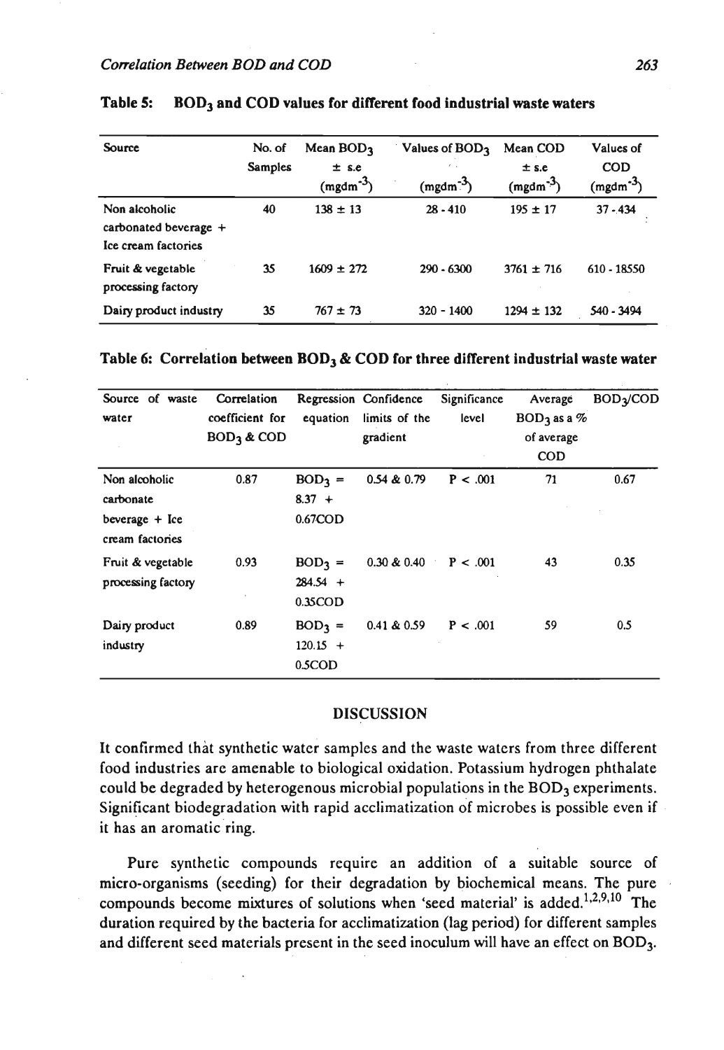**Table 5: $BOD_3$ and COD values for different food industrial waste waters**

| Source | No. of Samples | Mean $BOD_3$ ± s.e ($mgdm^{-3}$) | Values of $BOD_3$ ($mgdm^{-3}$) | Mean COD ± s.e ($mgdm^{-3}$) | Values of COD ($mgdm^{-3}$) |
|---|---|---|---|---|---|
| Non alcoholic carbonated beverage + Ice cream factories | 40 | 138 ± 13 | 28 - 410 | 195 ± 17 | 37 - 434 |
| Fruit & vegetable processing factory | 35 | 1609 ± 272 | 290 - 6300 | 3761 ± 716 | 610 - 18550 |
| Dairy product industry | 35 | 767 ± 73 | 320 - 1400 | 1294 ± 132 | 540 - 3494 |

**Table 6: Correlation between $BOD_3$ & COD for three different industrial waste water**

| Source of waste water | Correlation coefficient for $BOD_3$ & COD | Regression equation | Confidence limits of the gradient | Significance level | Average $BOD_3$ as a % of average COD | $BOD_3$/COD |
|---|---|---|---|---|---|---|
| Non alcoholic carbonate beverage + Ice cream factories | 0.87 | $BOD_3$ = 8.37 + 0.67COD | 0.54 & 0.79 | $P < .001$ | 71 | 0.67 |
| Fruit & vegetable processing factory | 0.93 | $BOD_3$ = 284.54 + 0.35COD | 0.30 & 0.40 | $P < .001$ | 43 | 0.35 |
| Dairy product industry | 0.89 | $BOD_3$ = 120.15 + 0.5COD | 0.41 & 0.59 | $P < .001$ | 59 | 0.5 |

## DISCUSSION

It confirmed that synthetic water samples and the waste waters from three different food industries are amenable to biological oxidation. Potassium hydrogen phthalate could be degraded by heterogenous microbial populations in the $BOD_3$ experiments. Significant biodegradation with rapid acclimatization of microbes is possible even if it has an aromatic ring.

Pure synthetic compounds require an addition of a suitable source of micro-organisms (seeding) for their degradation by biochemical means. The pure compounds become mixtures of solutions when 'seed material' is added.[1,2,9,10] The duration required by the bacteria for acclimatization (lag period) for different samples and different seed materials present in the seed inoculum will have an effect on $BOD_3$.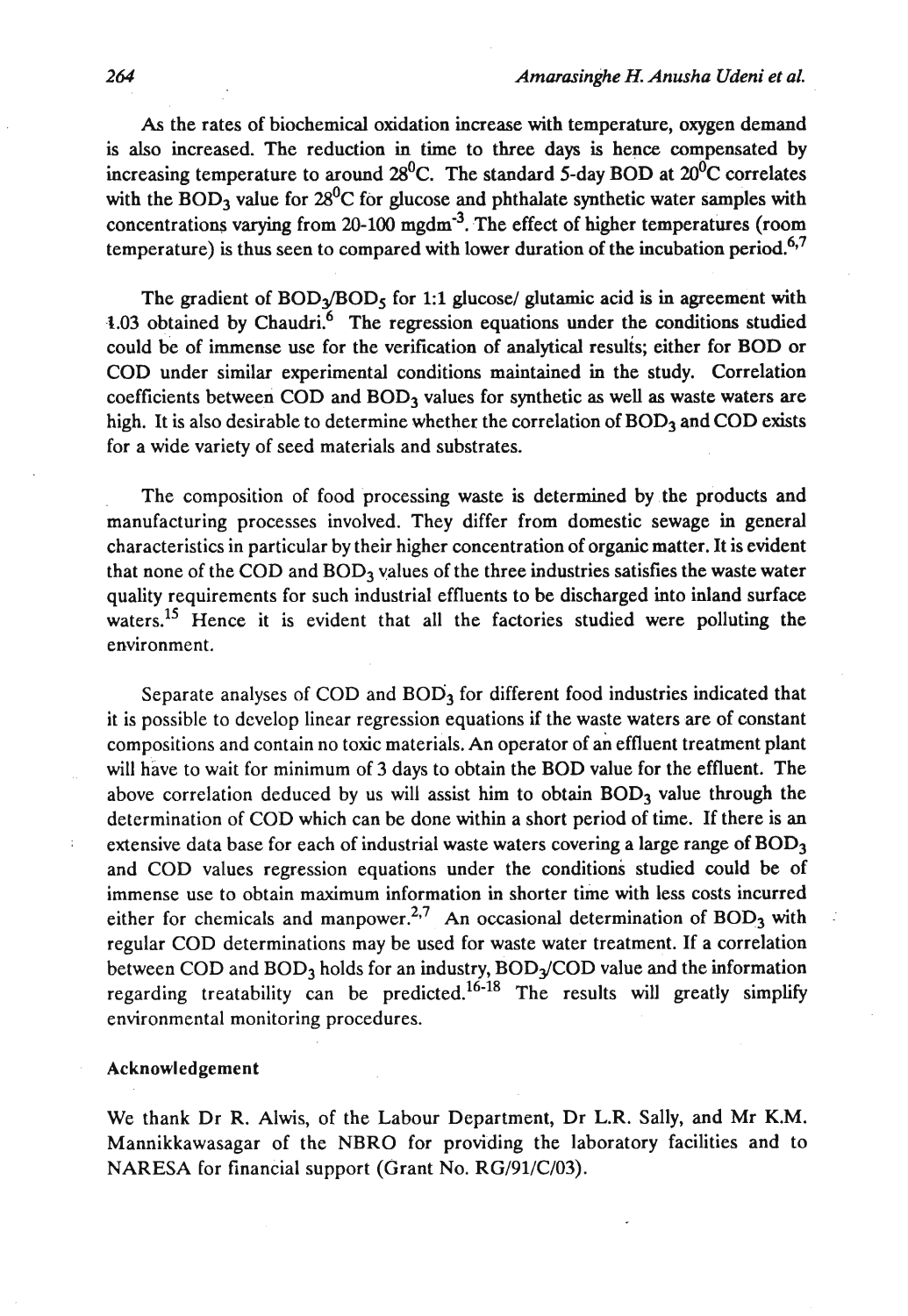As the rates of biochemical oxidation increase with temperature, oxygen demand is also increased. The reduction in time to three days is hence compensated by increasing temperature to around 28$^0$C. The standard 5-day BOD at 20$^0$C correlates with the $BOD_3$ value for 28$^0$C for glucose and phthalate synthetic water samples with concentrations varying from 20-100 mgdm$^{-3}$. The effect of higher temperatures (room temperature) is thus seen to compared with lower duration of the incubation period.[6,7]

The gradient of $BOD_3/BOD_5$ for 1:1 glucose/ glutamic acid is in agreement with 1.03 obtained by Chaudri.[6] The regression equations under the conditions studied could be of immense use for the verification of analytical results; either for BOD or COD under similar experimental conditions maintained in the study. Correlation coefficients between COD and $BOD_3$ values for synthetic as well as waste waters are high. It is also desirable to determine whether the correlation of $BOD_3$ and COD exists for a wide variety of seed materials and substrates.

The composition of food processing waste is determined by the products and manufacturing processes involved. They differ from domestic sewage in general characteristics in particular by their higher concentration of organic matter. It is evident that none of the COD and $BOD_3$ values of the three industries satisfies the waste water quality requirements for such industrial effluents to be discharged into inland surface waters.[15] Hence it is evident that all the factories studied were polluting the environment.

Separate analyses of COD and $BOD_3$ for different food industries indicated that it is possible to develop linear regression equations if the waste waters are of constant compositions and contain no toxic materials. An operator of an effluent treatment plant will have to wait for minimum of 3 days to obtain the BOD value for the effluent. The above correlation deduced by us will assist him to obtain $BOD_3$ value through the determination of COD which can be done within a short period of time. If there is an extensive data base for each of industrial waste waters covering a large range of $BOD_3$ and COD values regression equations under the conditions studied could be of immense use to obtain maximum information in shorter time with less costs incurred either for chemicals and manpower.[2,7] An occasional determination of $BOD_3$ with regular COD determinations may be used for waste water treatment. If a correlation between COD and $BOD_3$ holds for an industry, $BOD_3$/COD value and the information regarding treatability can be predicted.[16-18] The results will greatly simplify environmental monitoring procedures.

### Acknowledgement

We thank Dr R. Alwis, of the Labour Department, Dr L.R. Sally, and Mr K.M. Mannikkawasagar of the NBRO for providing the laboratory facilities and to NARESA for financial support (Grant No. RG/91/C/03).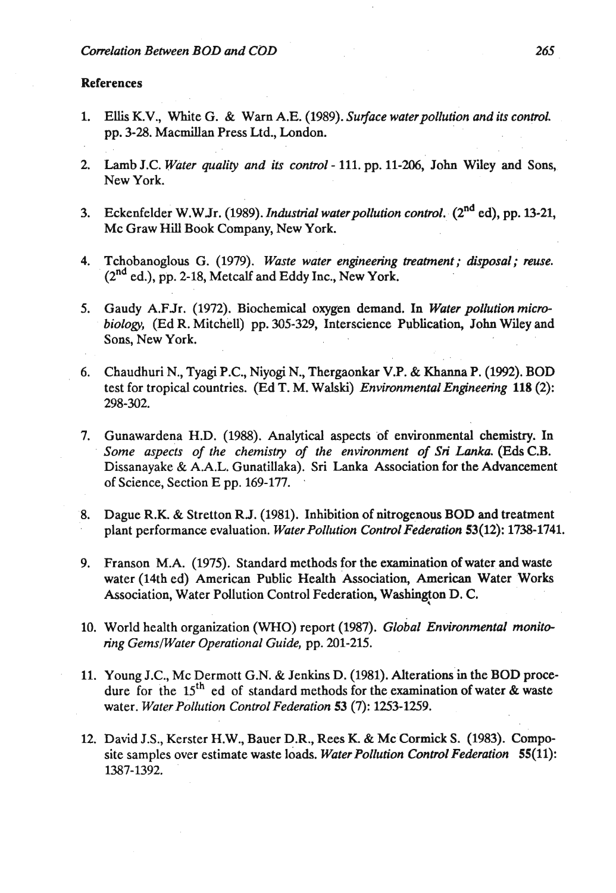## References

1. Ellis K.V., White G. & Warn A.E. (1989). *Surface water pollution and its control.* pp. 3-28. Macmillan Press Ltd., London.

2. Lamb J.C. *Water quality and its control* - 111. pp. 11-206, John Wiley and Sons, New York.

3. Eckenfelder W.W.Jr. (1989). *Industrial water pollution control.* ($2^{nd}$ ed), pp. 13-21, Mc Graw Hill Book Company, New York.

4. Tchobanoglous G. (1979). *Waste water engineering treatment; disposal; reuse.* ($2^{nd}$ ed.), pp. 2-18, Metcalf and Eddy Inc., New York.

5. Gaudy A.F.Jr. (1972). Biochemical oxygen demand. In *Water pollution microbiology,* (Ed R. Mitchell) pp. 305-329, Interscience Publication, John Wiley and Sons, New York.

6. Chaudhuri N., Tyagi P.C., Niyogi N., Thergaonkar V.P. & Khanna P. (1992). BOD test for tropical countries. (Ed T. M. Walski) *Environmental Engineering* **118** (2): 298-302.

7. Gunawardena H.D. (1988). Analytical aspects of environmental chemistry. In *Some aspects of the chemistry of the environment of Sri Lanka.* (Eds C.B. Dissanayake & A.A.L. Gunatillaka). Sri Lanka Association for the Advancement of Science, Section E pp. 169-177.

8. Dague R.K. & Stretton R.J. (1981). Inhibition of nitrogenous BOD and treatment plant performance evaluation. *Water Pollution Control Federation* **53**(12): 1738-1741.

9. Franson M.A. (1975). Standard methods for the examination of water and waste water (14th ed) American Public Health Association, American Water Works Association, Water Pollution Control Federation, Washington D. C.

10. World health organization (WHO) report (1987). *Global Environmental monitoring Gems/Water Operational Guide,* pp. 201-215.

11. Young J.C., Mc Dermott G.N. & Jenkins D. (1981). Alterations in the BOD procedure for the $15^{th}$ ed of standard methods for the examination of water & waste water. *Water Pollution Control Federation* **53** (7): 1253-1259.

12. David J.S., Kerster H.W., Bauer D.R., Rees K. & Mc Cormick S. (1983). Composite samples over estimate waste loads. *Water Pollution Control Federation* **55**(11): 1387-1392.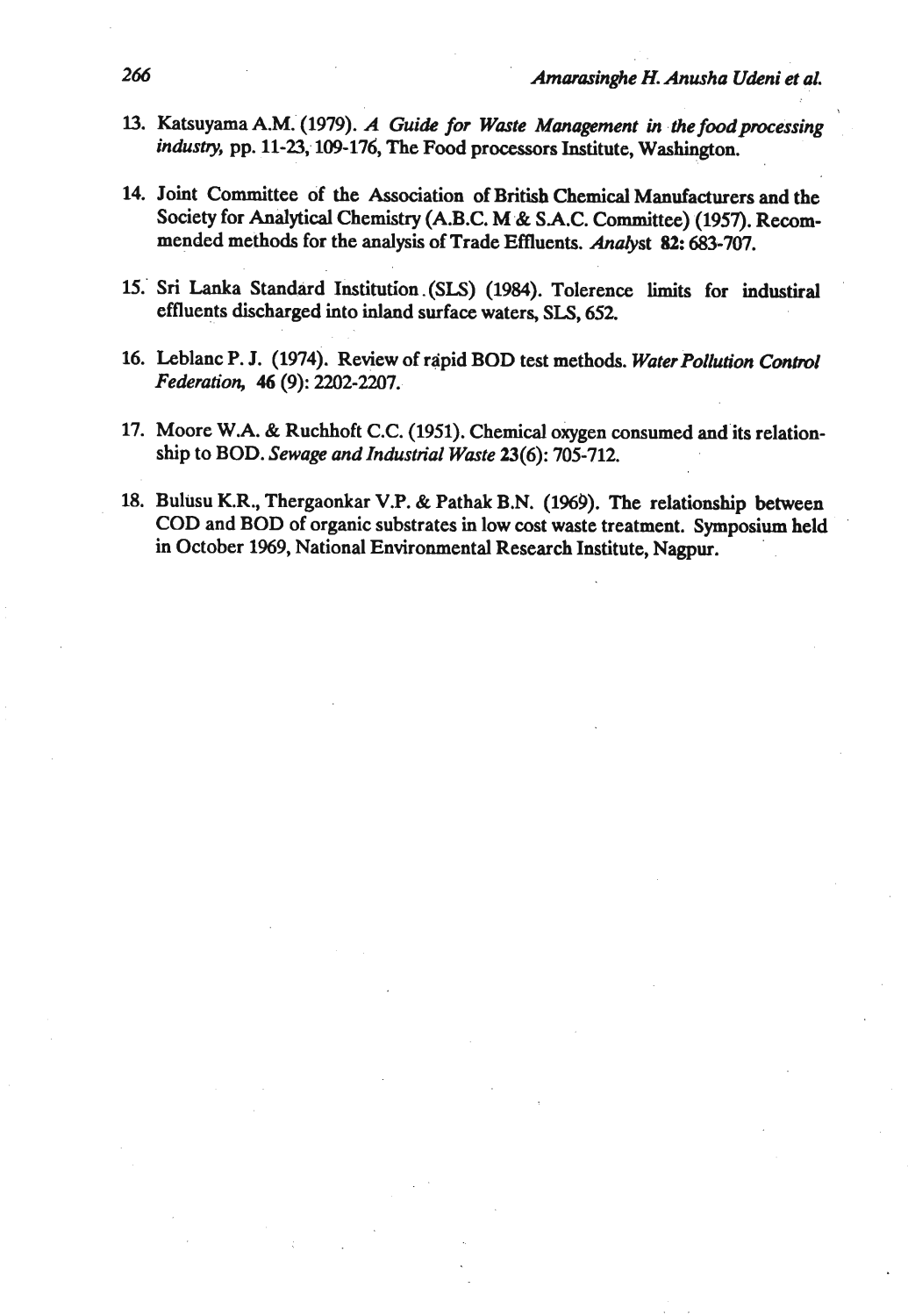13. Katsuyama A.M. (1979). *A Guide for Waste Management in the food processing industry,* pp. 11-23, 109-176, The Food processors Institute, Washington.

14. Joint Committee of the Association of British Chemical Manufacturers and the Society for Analytical Chemistry (A.B.C. M & S.A.C. Committee) (1957). Recommended methods for the analysis of Trade Effluents. *Analyst* **82:** 683-707.

15. Sri Lanka Standard Institution (SLS) (1984). Tolerence limits for industiral effluents discharged into inland surface waters, SLS, 652.

16. Leblanc P. J. (1974). Review of rapid BOD test methods. *Water Pollution Control Federation,* **46** (9): 2202-2207.

17. Moore W.A. & Ruchhoft C.C. (1951). Chemical oxygen consumed and its relationship to BOD. *Sewage and Industrial Waste* **23**(6): 705-712.

18. Bulusu K.R., Thergaonkar V.P. & Pathak B.N. (1969). The relationship between COD and BOD of organic substrates in low cost waste treatment. Symposium held in October 1969, National Environmental Research Institute, Nagpur.